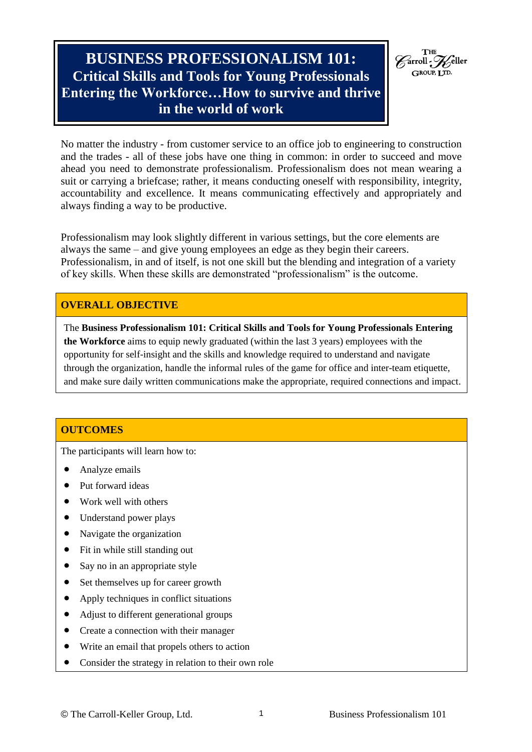# BUSINESS PROFESSIONALISM 101: Critical Skills and Tools for Young Professionals Entering the Workforce…How to survive and thrive in the world of work

No matter the industry - from customer service to an office job to engineering to construction and the trades - all of these jobs have one thing in common: in order to succeed and move ahead you need to demonstrate professionalism. Professionalism does not mean wearing a suit or carrying a briefcase; rather, it means conducting oneself with responsibility, integrity, accountability and excellence. It means communicating effectively and appropriately and always finding a way to be productive.

Professionalism may look slightly different in various settings, but the core elements are always the same – and give young employees an edge as they begin their careers. Professionalism, in and of itself, is not one skill but the blending and integration of a variety of key skills. When these skills are demonstrated "professionalism" is the outcome.

## OVERALL OBJECTIVE

The **Business Professionalism 101: Critical Skills and Tools for Young Professionals Entering the Workforce** aims to equip newly graduated (within the last 3 years) employees with the opportunity for self-insight and the skills and knowledge required to understand and navigate through the organization, handle the informal rules of the game for office and inter-team etiquette, and make sure daily written communications make the appropriate, required connections and impact.

## OUTCOMES

The participants will learn how to:

- Analyze emails
- Put forward ideas
- Work well with others
- Understand power plays
- Navigate the organization
- Fit in while still standing out
- Say no in an appropriate style
- Set themselves up for career growth
- Apply techniques in conflict situations
- Adjust to different generational groups
- Create a connection with their manager
- Write an email that propels others to action
- Consider the strategy in relation to their own role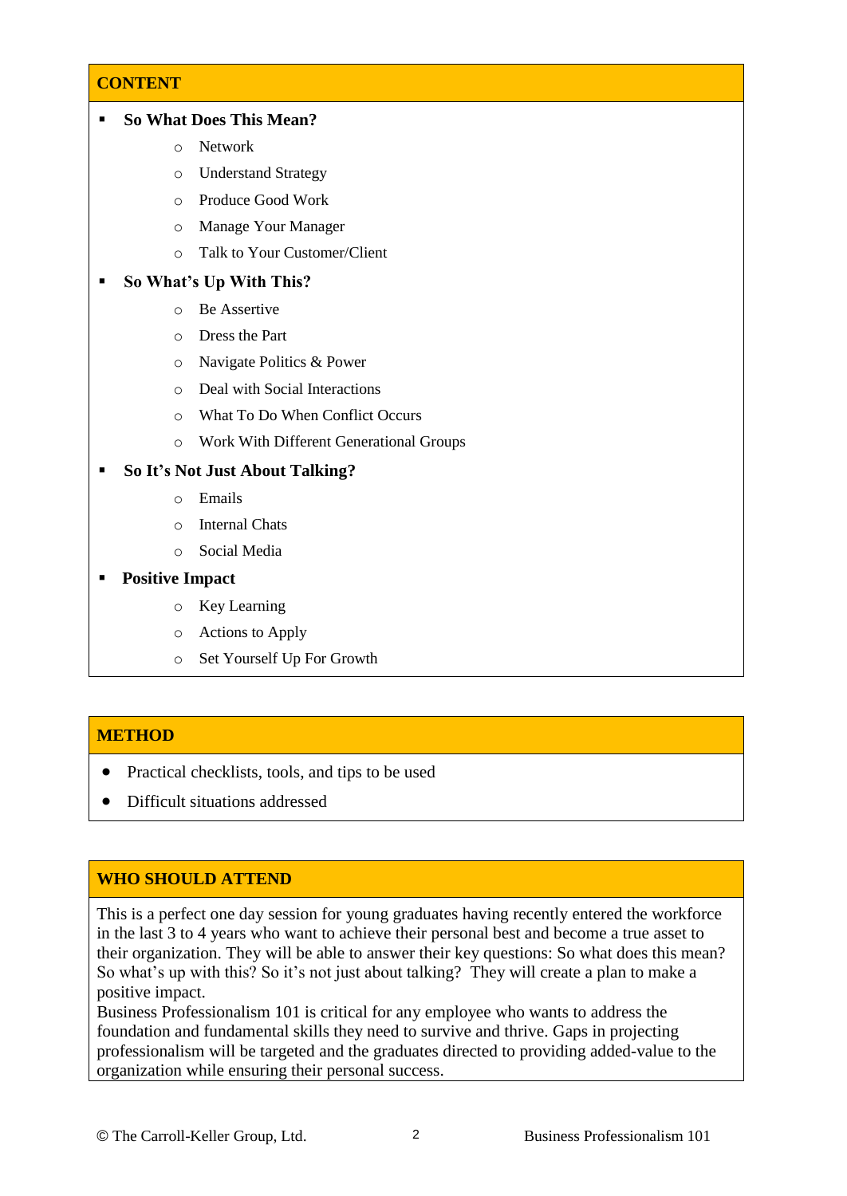## CONTENT

- **So What Does This Mean?**
    - Network
    - Understand Strategy
    - Produce Good Work
    - Manage Your Manager
    - Talk to Your Customer/Client
- **So What's Up With This?**
    - Be Assertive
    - Dress the Part
    - Navigate Politics & Power
    - Deal with Social Interactions
    - What To Do When Conflict Occurs
    - Work With Different Generational Groups
- **So It's Not Just About Talking?**
    - Emails
    - Internal Chats
    - Social Media
- **Positive Impact**
    - Key Learning
    - Actions to Apply
    - Set Yourself Up For Growth

## METHOD

- Practical checklists, tools, and tips to be used
- Difficult situations addressed

## WHO SHOULD ATTEND

This is a perfect one day session for young graduates having recently entered the workforce in the last 3 to 4 years who want to achieve their personal best and become a true asset to their organization. They will be able to answer their key questions: So what does this mean? So what's up with this? So it's not just about talking? They will create a plan to make a positive impact.

Business Professionalism 101 is critical for any employee who wants to address the foundation and fundamental skills they need to survive and thrive. Gaps in projecting professionalism will be targeted and the graduates directed to providing added-value to the organization while ensuring their personal success.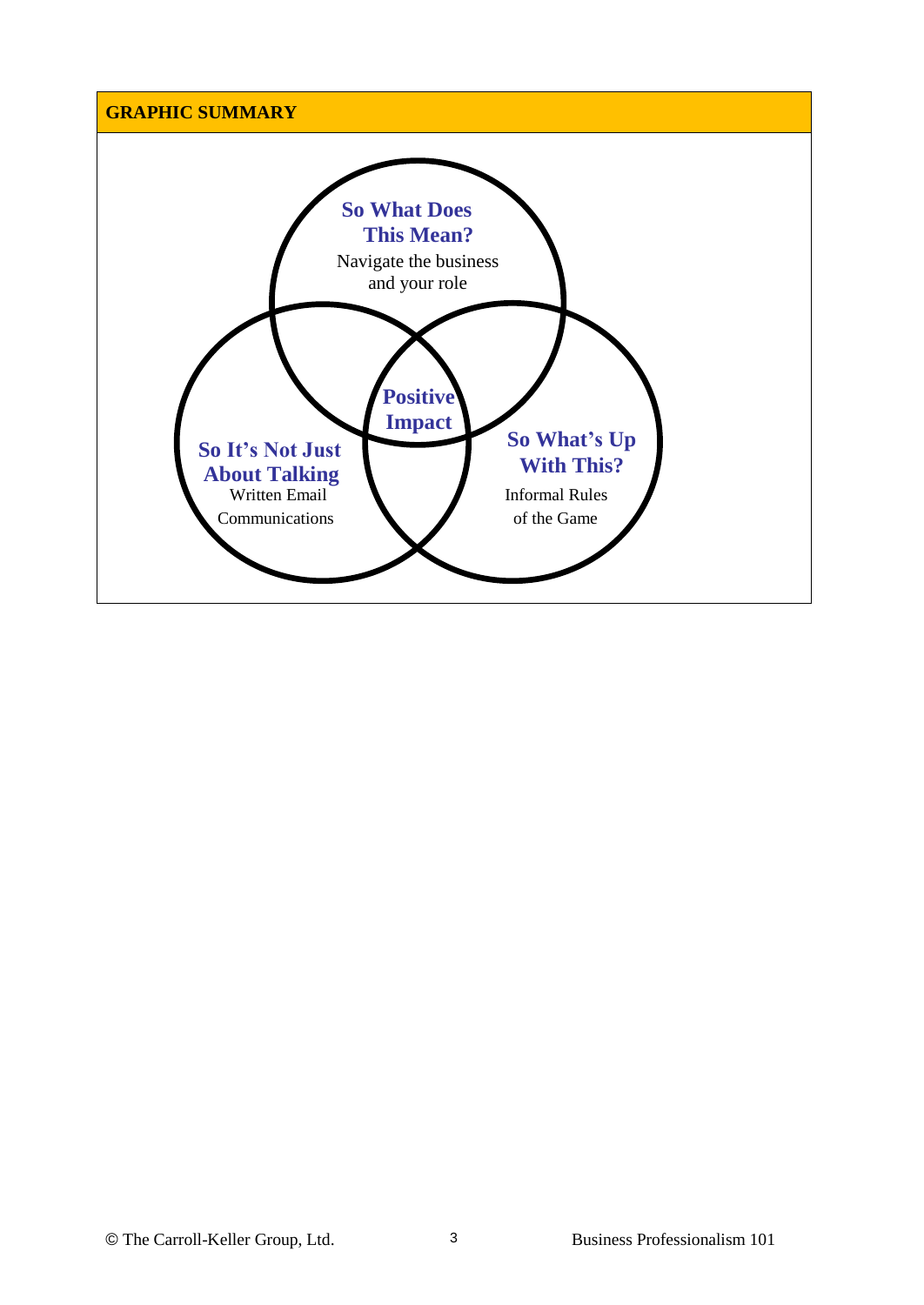## GRAPHIC SUMMARY

**So What Does This Mean?**
Navigate the business and your role

**So It's Not Just About Talking**
Written Email Communications

**So What's Up With This?**
Informal Rules of the Game

**Positive Impact**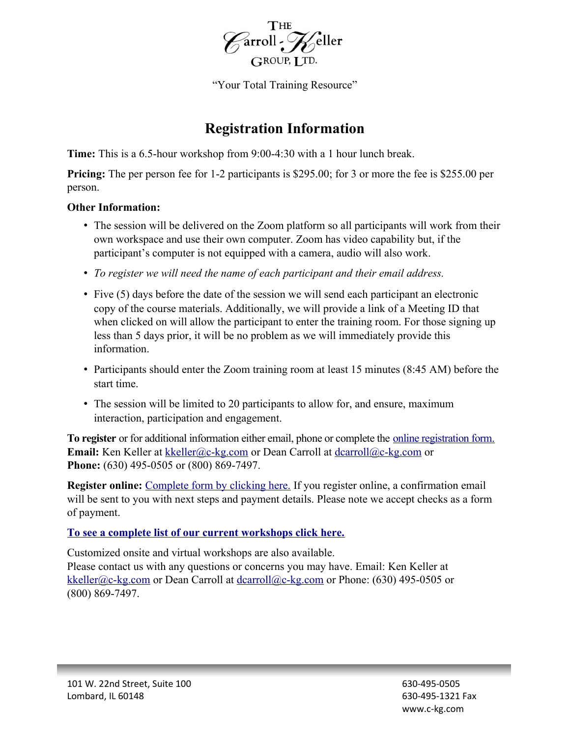THE
Carroll-Keller
GROUP, LTD.

"Your Total Training Resource"

## Registration Information

**Time:** This is a 6.5-hour workshop from 9:00-4:30 with a 1 hour lunch break.

**Pricing:** The per person fee for 1-2 participants is $295.00; for 3 or more the fee is $255.00 per person.

**Other Information:**

- The session will be delivered on the Zoom platform so all participants will work from their own workspace and use their own computer. Zoom has video capability but, if the participant's computer is not equipped with a camera, audio will also work.
- *To register we will need the name of each participant and their email address.*
- Five (5) days before the date of the session we will send each participant an electronic copy of the course materials. Additionally, we will provide a link of a Meeting ID that when clicked on will allow the participant to enter the training room. For those signing up less than 5 days prior, it will be no problem as we will immediately provide this information.
- Participants should enter the Zoom training room at least 15 minutes (8:45 AM) before the start time.
- The session will be limited to 20 participants to allow for, and ensure, maximum interaction, participation and engagement.

**To register** or for additional information either email, phone or complete the online registration form.
**Email:** Ken Keller at kkeller@c-kg.com or Dean Carroll at dcarroll@c-kg.com or
**Phone:** (630) 495-0505 or (800) 869-7497.

**Register online:** Complete form by clicking here. If you register online, a confirmation email will be sent to you with next steps and payment details. Please note we accept checks as a form of payment.

**To see a complete list of our current workshops click here.**

Customized onsite and virtual workshops are also available.
Please contact us with any questions or concerns you may have. Email: Ken Keller at kkeller@c-kg.com or Dean Carroll at dcarroll@c-kg.com or Phone: (630) 495-0505 or (800) 869-7497.

101 W. 22nd Street, Suite 100
Lombard, IL 60148

630-495-0505
630-495-1321 Fax
www.c-kg.com